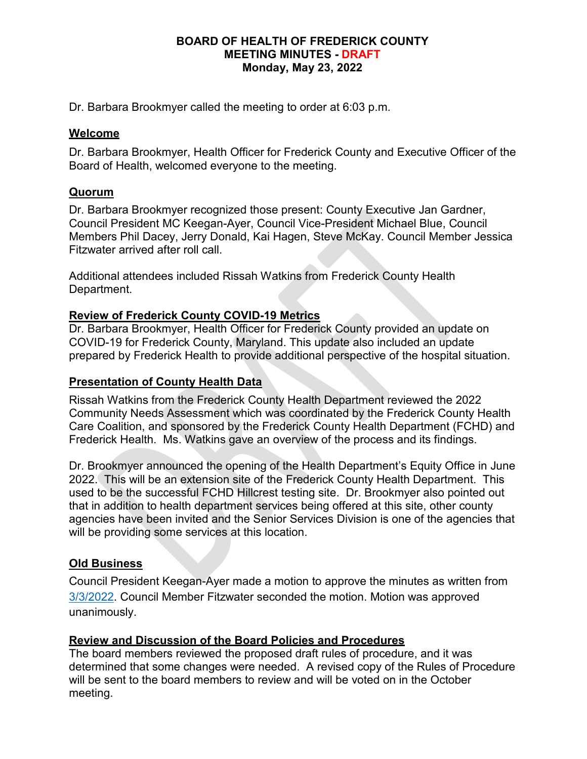# BOARD OF HEALTH OF FREDERICK COUNTY
## MEETING MINUTES - DRAFT
### Monday, May 23, 2022

Dr. Barbara Brookmyer called the meeting to order at 6:03 p.m.

**Welcome**

Dr. Barbara Brookmyer, Health Officer for Frederick County and Executive Officer of the Board of Health, welcomed everyone to the meeting.

**Quorum**

Dr. Barbara Brookmyer recognized those present: County Executive Jan Gardner, Council President MC Keegan-Ayer, Council Vice-President Michael Blue, Council Members Phil Dacey, Jerry Donald, Kai Hagen, Steve McKay. Council Member Jessica Fitzwater arrived after roll call.

Additional attendees included Rissah Watkins from Frederick County Health Department.

**Review of Frederick County COVID-19 Metrics**

Dr. Barbara Brookmyer, Health Officer for Frederick County provided an update on COVID-19 for Frederick County, Maryland. This update also included an update prepared by Frederick Health to provide additional perspective of the hospital situation.

**Presentation of County Health Data**

Rissah Watkins from the Frederick County Health Department reviewed the 2022 Community Needs Assessment which was coordinated by the Frederick County Health Care Coalition, and sponsored by the Frederick County Health Department (FCHD) and Frederick Health. Ms. Watkins gave an overview of the process and its findings.

Dr. Brookmyer announced the opening of the Health Department's Equity Office in June 2022. This will be an extension site of the Frederick County Health Department. This used to be the successful FCHD Hillcrest testing site. Dr. Brookmyer also pointed out that in addition to health department services being offered at this site, other county agencies have been invited and the Senior Services Division is one of the agencies that will be providing some services at this location.

**Old Business**

Council President Keegan-Ayer made a motion to approve the minutes as written from 3/3/2022. Council Member Fitzwater seconded the motion. Motion was approved unanimously.

**Review and Discussion of the Board Policies and Procedures**

The board members reviewed the proposed draft rules of procedure, and it was determined that some changes were needed. A revised copy of the Rules of Procedure will be sent to the board members to review and will be voted on in the October meeting.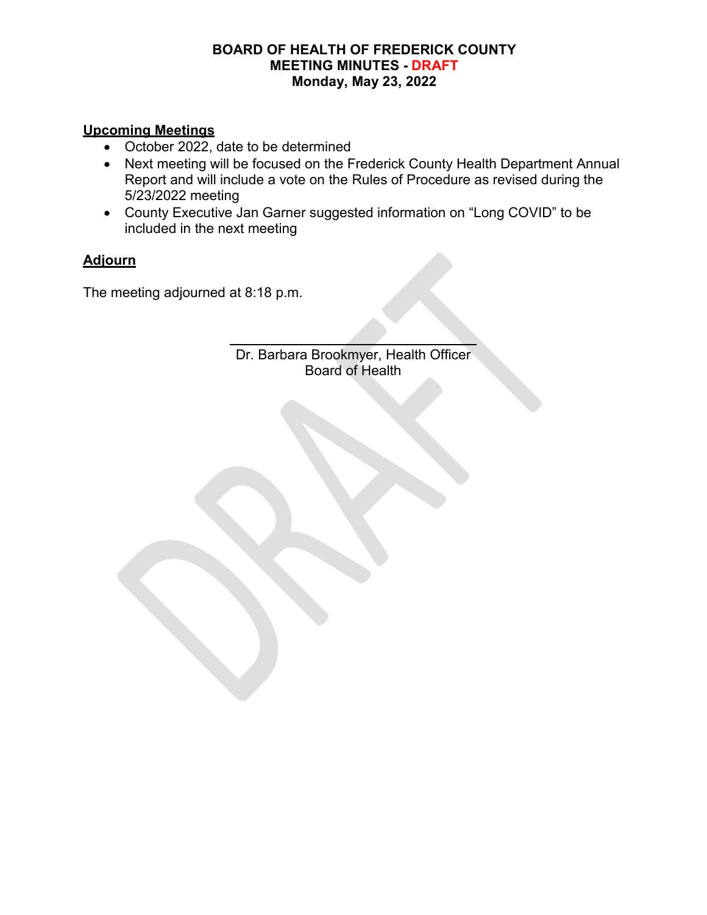**BOARD OF HEALTH OF FREDERICK COUNTY**
**MEETING MINUTES - DRAFT**
**Monday, May 23, 2022**

## Upcoming Meetings

- October 2022, date to be determined
- Next meeting will be focused on the Frederick County Health Department Annual Report and will include a vote on the Rules of Procedure as revised during the 5/23/2022 meeting
- County Executive Jan Garner suggested information on "Long COVID" to be included in the next meeting

## Adjourn

The meeting adjourned at 8:18 p.m.

\_\_\_\_\_\_\_\_\_\_\_\_\_\_\_\_\_\_\_\_\_\_\_\_\_\_\_\_\_\_\_\_\_\_
Dr. Barbara Brookmyer, Health Officer
Board of Health